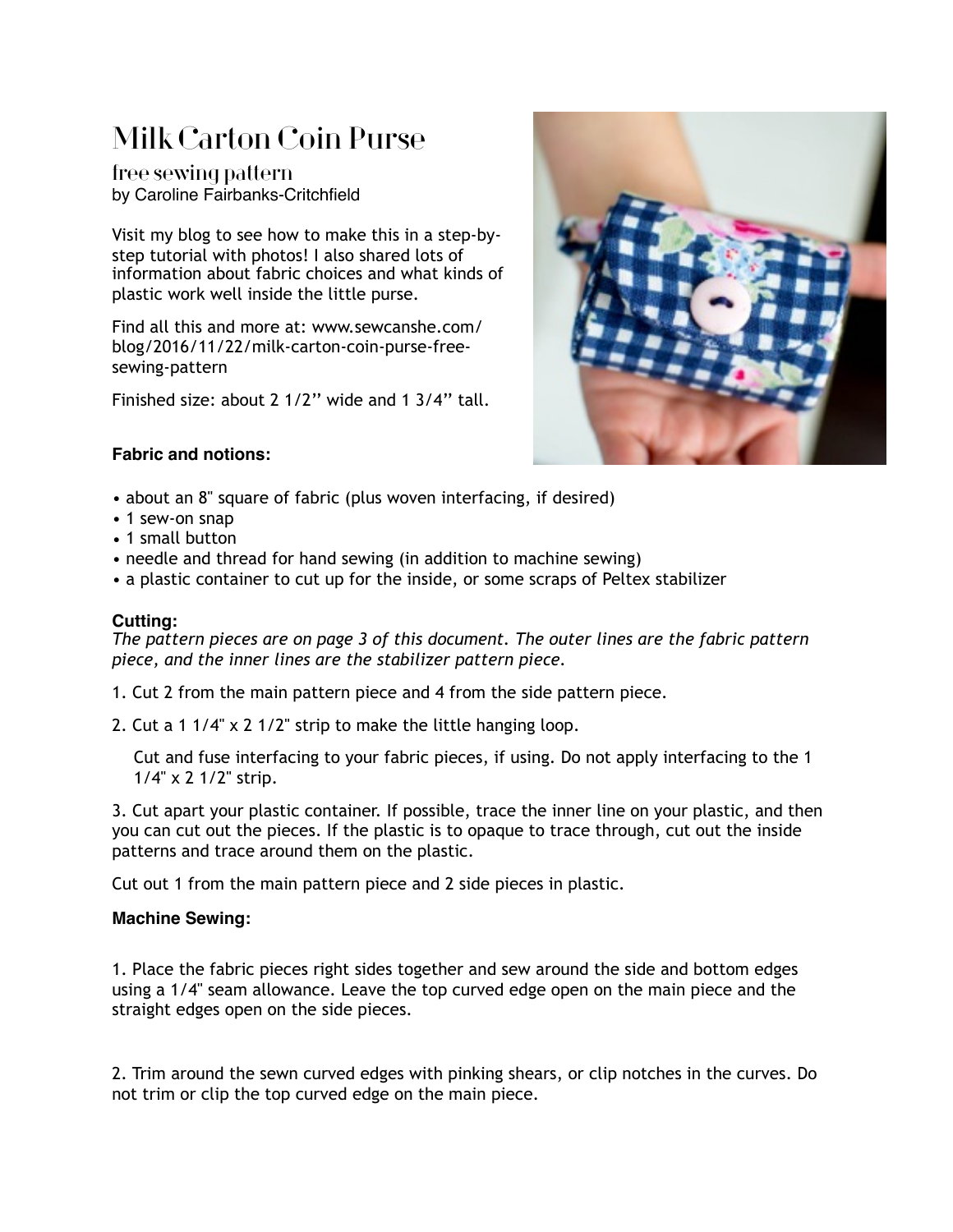# Milk Carton Coin Purse

## free sewing pattern

by Caroline Fairbanks-Critchfield

Visit my blog to see how to make this in a step-by-step tutorial with photos! I also shared lots of information about fabric choices and what kinds of plastic work well inside the little purse.

Find all this and more at: www.sewcanshe.com/blog/2016/11/22/milk-carton-coin-purse-free-sewing-pattern

Finished size: about 2 1/2'' wide and 1 3/4'' tall.

**Fabric and notions:**

- about an 8" square of fabric (plus woven interfacing, if desired)
- 1 sew-on snap
- 1 small button
- needle and thread for hand sewing (in addition to machine sewing)
- a plastic container to cut up for the inside, or some scraps of Peltex stabilizer

**Cutting:**

*The pattern pieces are on page 3 of this document. The outer lines are the fabric pattern piece, and the inner lines are the stabilizer pattern piece.*

1. Cut 2 from the main pattern piece and 4 from the side pattern piece.

2. Cut a 1 1/4" x 2 1/2" strip to make the little hanging loop.

   Cut and fuse interfacing to your fabric pieces, if using. Do not apply interfacing to the 1 1/4" x 2 1/2" strip.

3. Cut apart your plastic container. If possible, trace the inner line on your plastic, and then you can cut out the pieces. If the plastic is to opaque to trace through, cut out the inside patterns and trace around them on the plastic.

Cut out 1 from the main pattern piece and 2 side pieces in plastic.

**Machine Sewing:**

1. Place the fabric pieces right sides together and sew around the side and bottom edges using a 1/4" seam allowance. Leave the top curved edge open on the main piece and the straight edges open on the side pieces.

2. Trim around the sewn curved edges with pinking shears, or clip notches in the curves. Do not trim or clip the top curved edge on the main piece.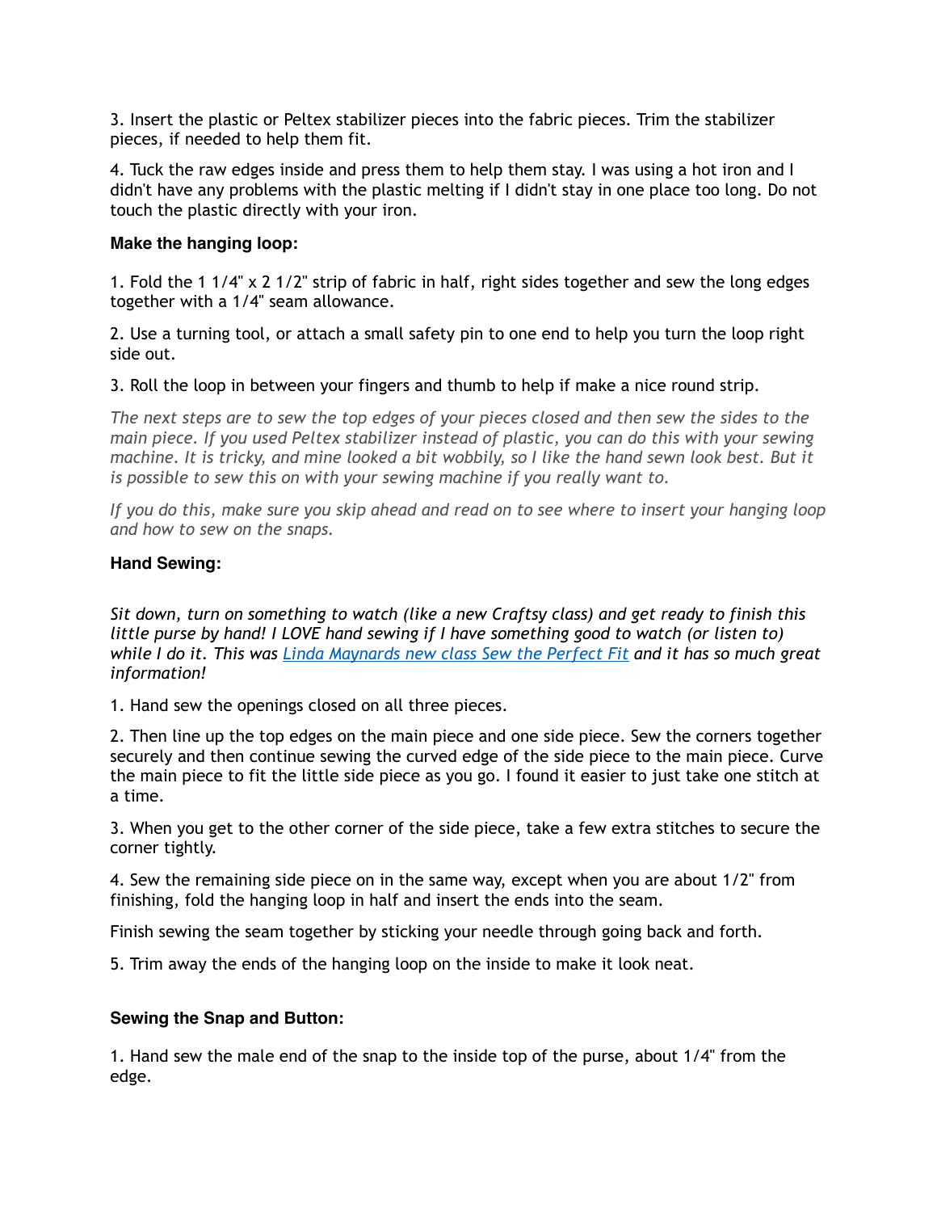3. Insert the plastic or Peltex stabilizer pieces into the fabric pieces. Trim the stabilizer pieces, if needed to help them fit.

4. Tuck the raw edges inside and press them to help them stay. I was using a hot iron and I didn't have any problems with the plastic melting if I didn't stay in one place too long. Do not touch the plastic directly with your iron.

**Make the hanging loop:**

1. Fold the 1 1/4" x 2 1/2" strip of fabric in half, right sides together and sew the long edges together with a 1/4" seam allowance.

2. Use a turning tool, or attach a small safety pin to one end to help you turn the loop right side out.

3. Roll the loop in between your fingers and thumb to help if make a nice round strip.

*The next steps are to sew the top edges of your pieces closed and then sew the sides to the main piece. If you used Peltex stabilizer instead of plastic, you can do this with your sewing machine. It is tricky, and mine looked a bit wobbily, so I like the hand sewn look best. But it is possible to sew this on with your sewing machine if you really want to.*

*If you do this, make sure you skip ahead and read on to see where to insert your hanging loop and how to sew on the snaps.*

**Hand Sewing:**

*Sit down, turn on something to watch (like a new Craftsy class) and get ready to finish this little purse by hand! I LOVE hand sewing if I have something good to watch (or listen to) while I do it. This was [Linda Maynards new class Sew the Perfect Fit] and it has so much great information!*

1. Hand sew the openings closed on all three pieces.

2. Then line up the top edges on the main piece and one side piece. Sew the corners together securely and then continue sewing the curved edge of the side piece to the main piece. Curve the main piece to fit the little side piece as you go. I found it easier to just take one stitch at a time.

3. When you get to the other corner of the side piece, take a few extra stitches to secure the corner tightly.

4. Sew the remaining side piece on in the same way, except when you are about 1/2" from finishing, fold the hanging loop in half and insert the ends into the seam.

Finish sewing the seam together by sticking your needle through going back and forth.

5. Trim away the ends of the hanging loop on the inside to make it look neat.

**Sewing the Snap and Button:**

1. Hand sew the male end of the snap to the inside top of the purse, about 1/4" from the edge.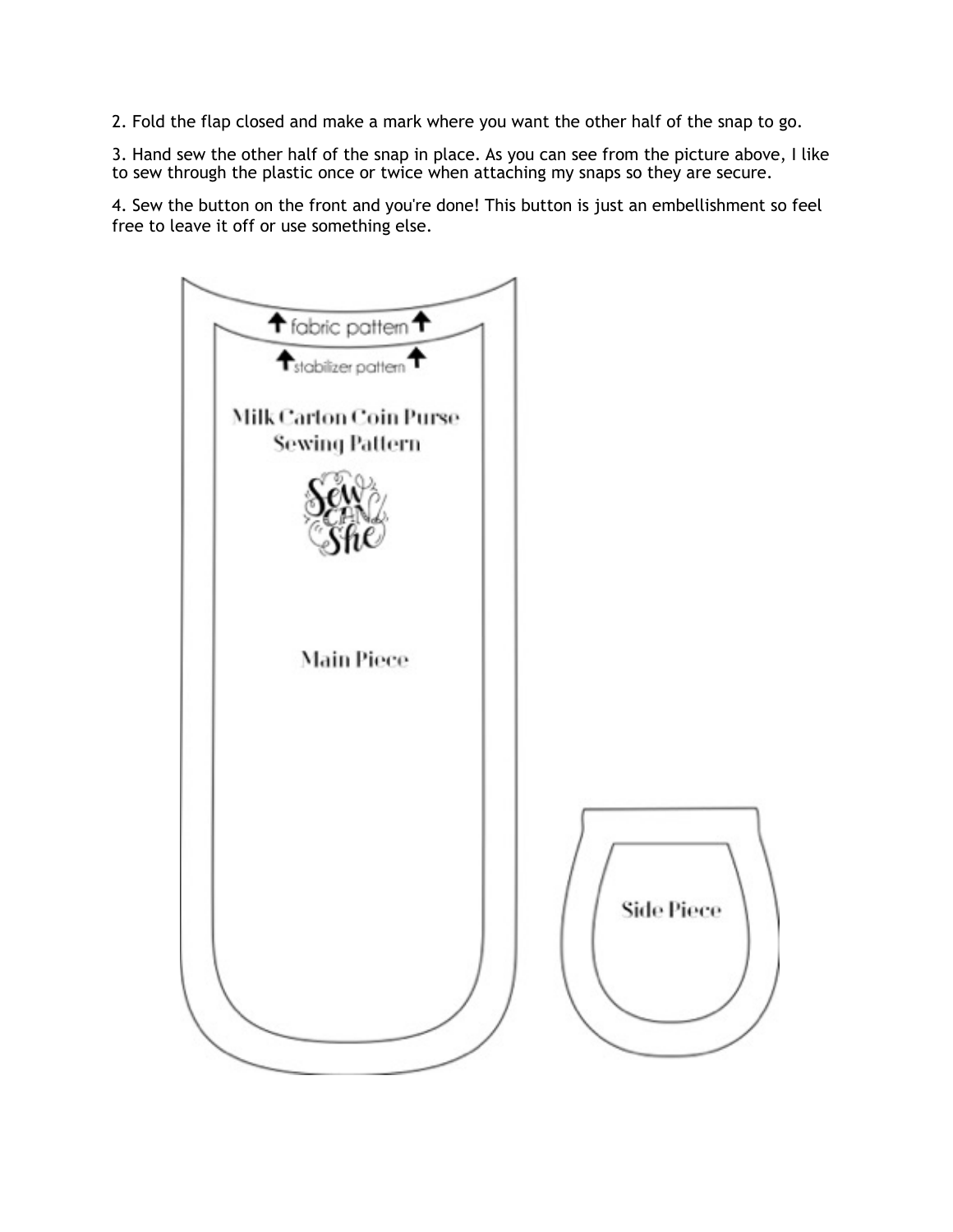2. Fold the flap closed and make a mark where you want the other half of the snap to go.

3. Hand sew the other half of the snap in place. As you can see from the picture above, I like to sew through the plastic once or twice when attaching my snaps so they are secure.

4. Sew the button on the front and you're done! This button is just an embellishment so feel free to leave it off or use something else.

fabric pattern

stabilizer pattern

Milk Carton Coin Purse
Sewing Pattern

Sew Can She

Main Piece

Side Piece